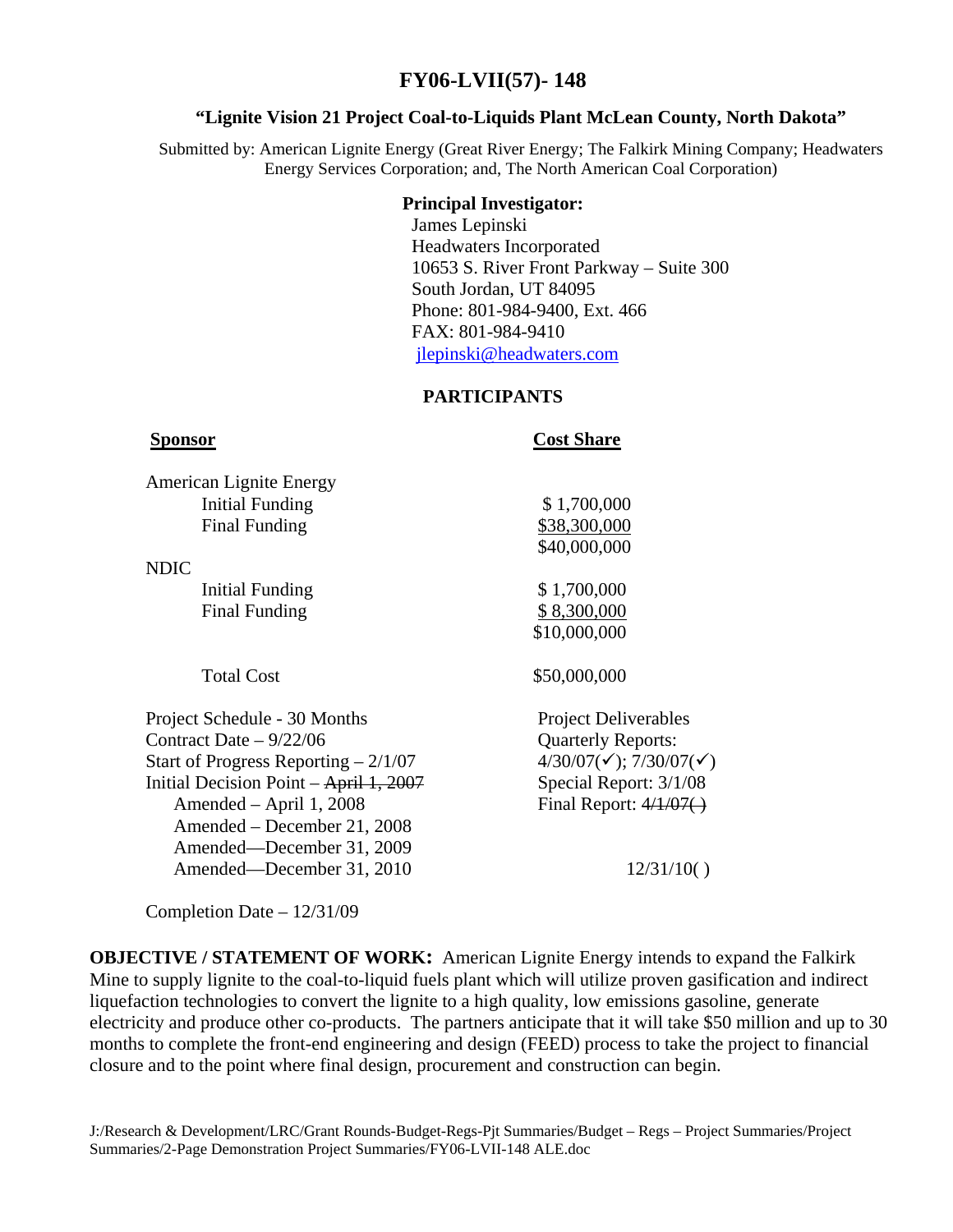# FY06-LVII(57)- 148

### "Lignite Vision 21 Project Coal-to-Liquids Plant McLean County, North Dakota"

Submitted by: American Lignite Energy (Great River Energy; The Falkirk Mining Company; Headwaters Energy Services Corporation; and, The North American Coal Corporation)

**Principal Investigator:**
James Lepinski
Headwaters Incorporated
10653 S. River Front Parkway – Suite 300
South Jordan, UT 84095
Phone: 801-984-9400, Ext. 466
FAX: 801-984-9410
jlepinski@headwaters.com

## PARTICIPANTS

| Sponsor | Cost Share |
|---|---|
| American Lignite Energy | |
| Initial Funding | $ 1,700,000 |
| Final Funding | $38,300,000 |
| | $40,000,000 |
| NDIC | |
| Initial Funding | $ 1,700,000 |
| Final Funding | $ 8,300,000 |
| | $10,000,000 |
| Total Cost | $50,000,000 |

| | |
|---|---|
| Project Schedule - 30 Months | Project Deliverables |
| Contract Date – 9/22/06 | Quarterly Reports: |
| Start of Progress Reporting – 2/1/07 | 4/30/07(✓); 7/30/07(✓) |
| Initial Decision Point – ~~April 1, 2007~~ | Special Report: 3/1/08 |
| Amended – April 1, 2008 | Final Report: ~~4/1/07( )~~ |
| Amended – December 21, 2008 | |
| Amended—December 31, 2009 | |
| Amended—December 31, 2010 | 12/31/10( ) |
| Completion Date – 12/31/09 | |

**OBJECTIVE / STATEMENT OF WORK:** American Lignite Energy intends to expand the Falkirk Mine to supply lignite to the coal-to-liquid fuels plant which will utilize proven gasification and indirect liquefaction technologies to convert the lignite to a high quality, low emissions gasoline, generate electricity and produce other co-products. The partners anticipate that it will take $50 million and up to 30 months to complete the front-end engineering and design (FEED) process to take the project to financial closure and to the point where final design, procurement and construction can begin.

J:/Research & Development/LRC/Grant Rounds-Budget-Regs-Pjt Summaries/Budget – Regs – Project Summaries/Project Summaries/2-Page Demonstration Project Summaries/FY06-LVII-148 ALE.doc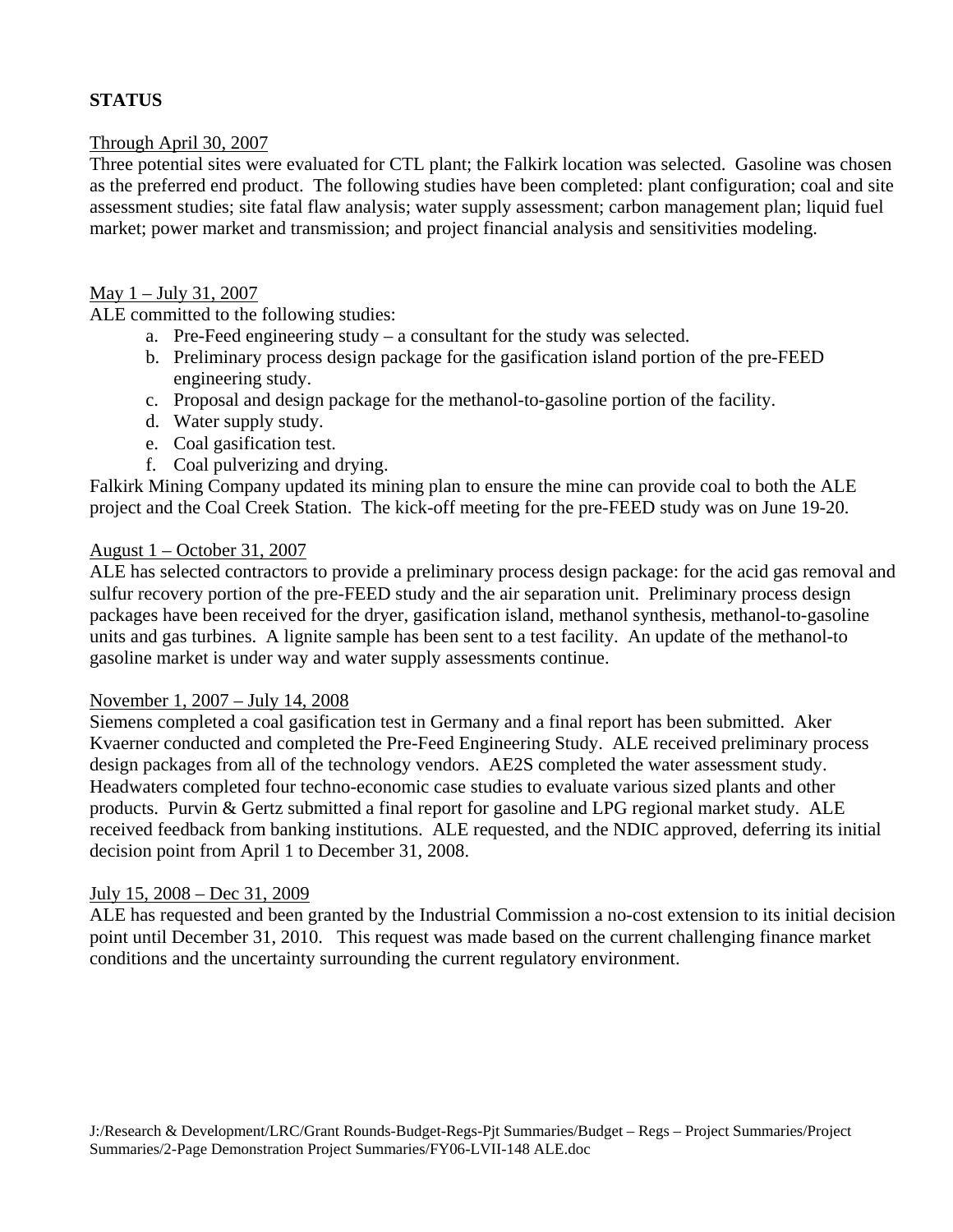**STATUS**

Through April 30, 2007
Three potential sites were evaluated for CTL plant; the Falkirk location was selected. Gasoline was chosen as the preferred end product. The following studies have been completed: plant configuration; coal and site assessment studies; site fatal flaw analysis; water supply assessment; carbon management plan; liquid fuel market; power market and transmission; and project financial analysis and sensitivities modeling.

May 1 – July 31, 2007
ALE committed to the following studies:

a. Pre-Feed engineering study – a consultant for the study was selected.
b. Preliminary process design package for the gasification island portion of the pre-FEED engineering study.
c. Proposal and design package for the methanol-to-gasoline portion of the facility.
d. Water supply study.
e. Coal gasification test.
f. Coal pulverizing and drying.

Falkirk Mining Company updated its mining plan to ensure the mine can provide coal to both the ALE project and the Coal Creek Station. The kick-off meeting for the pre-FEED study was on June 19-20.

August 1 – October 31, 2007
ALE has selected contractors to provide a preliminary process design package: for the acid gas removal and sulfur recovery portion of the pre-FEED study and the air separation unit. Preliminary process design packages have been received for the dryer, gasification island, methanol synthesis, methanol-to-gasoline units and gas turbines. A lignite sample has been sent to a test facility. An update of the methanol-to gasoline market is under way and water supply assessments continue.

November 1, 2007 – July 14, 2008
Siemens completed a coal gasification test in Germany and a final report has been submitted. Aker Kvaerner conducted and completed the Pre-Feed Engineering Study. ALE received preliminary process design packages from all of the technology vendors. AE2S completed the water assessment study. Headwaters completed four techno-economic case studies to evaluate various sized plants and other products. Purvin & Gertz submitted a final report for gasoline and LPG regional market study. ALE received feedback from banking institutions. ALE requested, and the NDIC approved, deferring its initial decision point from April 1 to December 31, 2008.

July 15, 2008 – Dec 31, 2009
ALE has requested and been granted by the Industrial Commission a no-cost extension to its initial decision point until December 31, 2010. This request was made based on the current challenging finance market conditions and the uncertainty surrounding the current regulatory environment.

J:/Research & Development/LRC/Grant Rounds-Budget-Regs-Pjt Summaries/Budget – Regs – Project Summaries/Project Summaries/2-Page Demonstration Project Summaries/FY06-LVII-148 ALE.doc